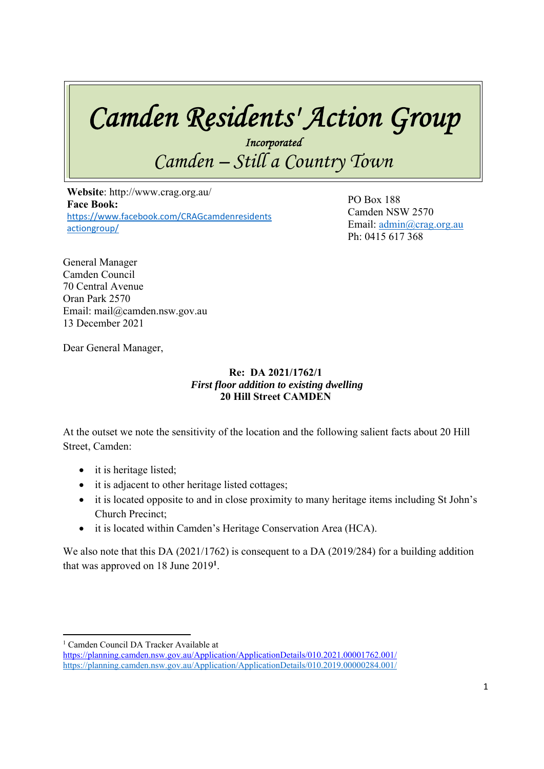# Camden Residents' Action Group

*Incorporated*

*Camden – Still a Country Town*

**Website**: http://www.crag.org.au/
**Face Book:**
https://www.facebook.com/CRAGcamdenresidentsactiongroup/

PO Box 188
Camden NSW 2570
Email: admin@crag.org.au
Ph: 0415 617 368

General Manager
Camden Council
70 Central Avenue
Oran Park 2570
Email: mail@camden.nsw.gov.au
13 December 2021

Dear General Manager,

**Re: DA 2021/1762/1**
***First floor addition to existing dwelling***
**20 Hill Street CAMDEN**

At the outset we note the sensitivity of the location and the following salient facts about 20 Hill Street, Camden:

- it is heritage listed;
- it is adjacent to other heritage listed cottages;
- it is located opposite to and in close proximity to many heritage items including St John's Church Precinct;
- it is located within Camden's Heritage Conservation Area (HCA).

We also note that this DA (2021/1762) is consequent to a DA (2019/284) for a building addition that was approved on 18 June 2019[1].

---

[1] Camden Council DA Tracker Available at
https://planning.camden.nsw.gov.au/Application/ApplicationDetails/010.2021.00001762.001/
https://planning.camden.nsw.gov.au/Application/ApplicationDetails/010.2019.00000284.001/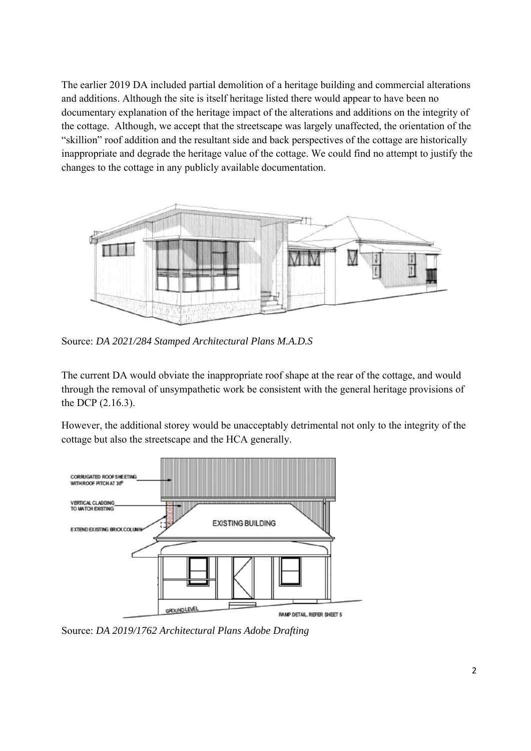The earlier 2019 DA included partial demolition of a heritage building and commercial alterations and additions. Although the site is itself heritage listed there would appear to have been no documentary explanation of the heritage impact of the alterations and additions on the integrity of the cottage. Although, we accept that the streetscape was largely unaffected, the orientation of the "skillion" roof addition and the resultant side and back perspectives of the cottage are historically inappropriate and degrade the heritage value of the cottage. We could find no attempt to justify the changes to the cottage in any publicly available documentation.

Source: *DA 2021/284 Stamped Architectural Plans M.A.D.S*

The current DA would obviate the inappropriate roof shape at the rear of the cottage, and would through the removal of unsympathetic work be consistent with the general heritage provisions of the DCP (2.16.3).

However, the additional storey would be unacceptably detrimental not only to the integrity of the cottage but also the streetscape and the HCA generally.

Source: *DA 2019/1762 Architectural Plans Adobe Drafting*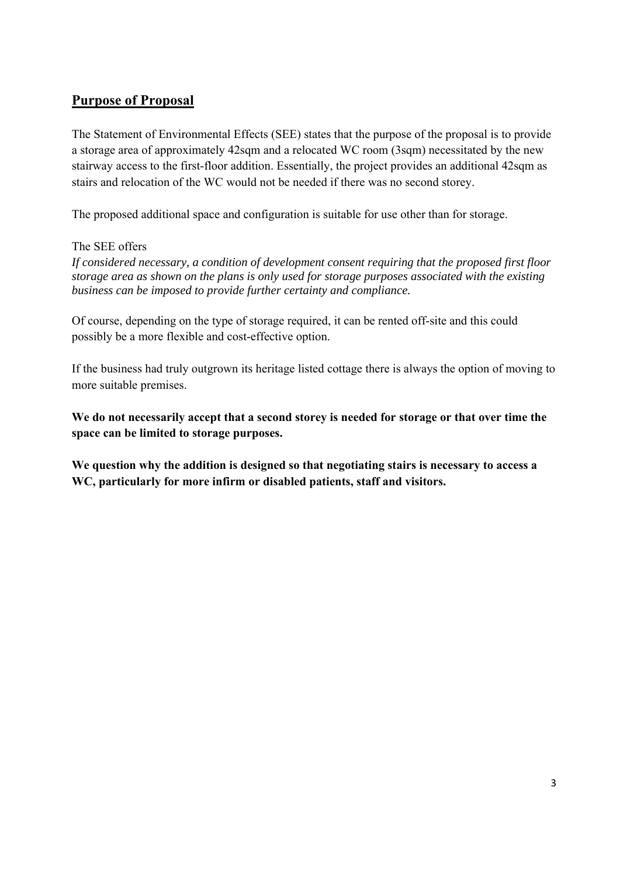## Purpose of Proposal

The Statement of Environmental Effects (SEE) states that the purpose of the proposal is to provide a storage area of approximately 42sqm and a relocated WC room (3sqm) necessitated by the new stairway access to the first-floor addition. Essentially, the project provides an additional 42sqm as stairs and relocation of the WC would not be needed if there was no second storey.

The proposed additional space and configuration is suitable for use other than for storage.

The SEE offers

*If considered necessary, a condition of development consent requiring that the proposed first floor storage area as shown on the plans is only used for storage purposes associated with the existing business can be imposed to provide further certainty and compliance.*

Of course, depending on the type of storage required, it can be rented off-site and this could possibly be a more flexible and cost-effective option.

If the business had truly outgrown its heritage listed cottage there is always the option of moving to more suitable premises.

**We do not necessarily accept that a second storey is needed for storage or that over time the space can be limited to storage purposes.**

**We question why the addition is designed so that negotiating stairs is necessary to access a WC, particularly for more infirm or disabled patients, staff and visitors.**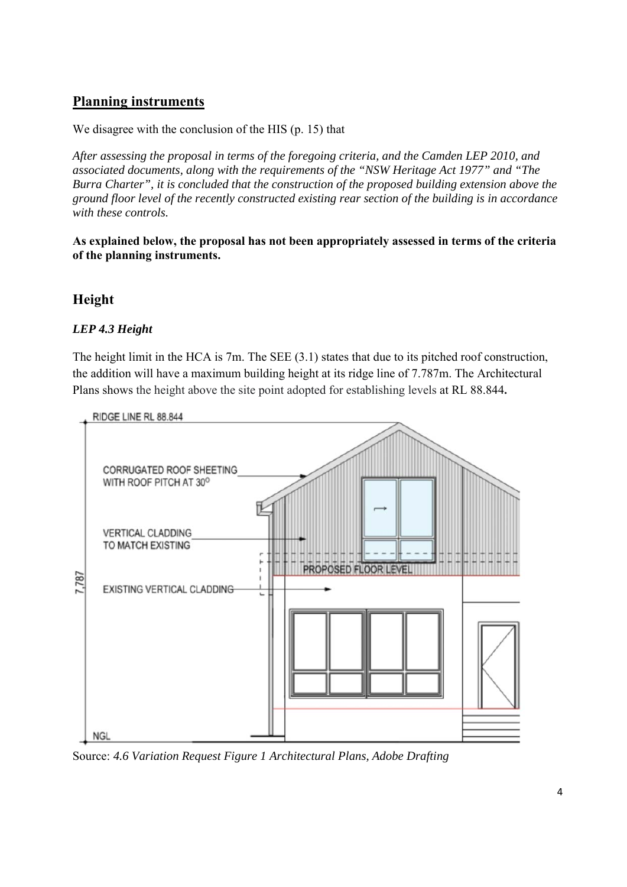## Planning instruments

We disagree with the conclusion of the HIS (p. 15) that

*After assessing the proposal in terms of the foregoing criteria, and the Camden LEP 2010, and associated documents, along with the requirements of the "NSW Heritage Act 1977" and "The Burra Charter", it is concluded that the construction of the proposed building extension above the ground floor level of the recently constructed existing rear section of the building is in accordance with these controls.*

**As explained below, the proposal has not been appropriately assessed in terms of the criteria of the planning instruments.**

## Height

### *LEP 4.3 Height*

The height limit in the HCA is 7m. The SEE (3.1) states that due to its pitched roof construction, the addition will have a maximum building height at its ridge line of 7.787m. The Architectural Plans shows the height above the site point adopted for establishing levels at RL 88.844**.**

Source: *4.6 Variation Request Figure 1 Architectural Plans, Adobe Drafting*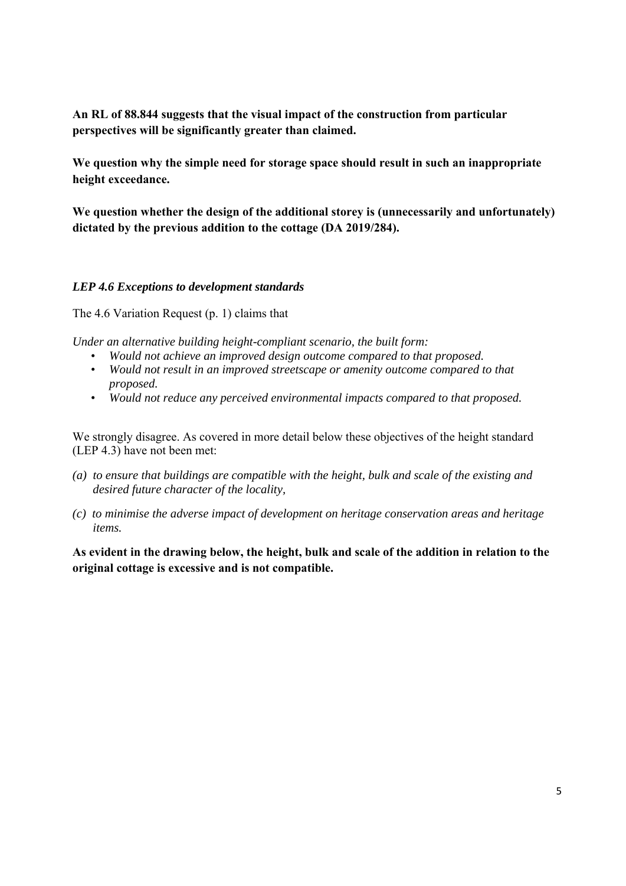**An RL of 88.844 suggests that the visual impact of the construction from particular perspectives will be significantly greater than claimed.**

**We question why the simple need for storage space should result in such an inappropriate height exceedance.**

**We question whether the design of the additional storey is (unnecessarily and unfortunately) dictated by the previous addition to the cottage (DA 2019/284).**

***LEP 4.6 Exceptions to development standards***

The 4.6 Variation Request (p. 1) claims that

*Under an alternative building height-compliant scenario, the built form:*

- *Would not achieve an improved design outcome compared to that proposed.*
- *Would not result in an improved streetscape or amenity outcome compared to that proposed.*
- *Would not reduce any perceived environmental impacts compared to that proposed.*

We strongly disagree. As covered in more detail below these objectives of the height standard (LEP 4.3) have not been met:

*(a) to ensure that buildings are compatible with the height, bulk and scale of the existing and desired future character of the locality,*

*(c) to minimise the adverse impact of development on heritage conservation areas and heritage items.*

**As evident in the drawing below, the height, bulk and scale of the addition in relation to the original cottage is excessive and is not compatible.**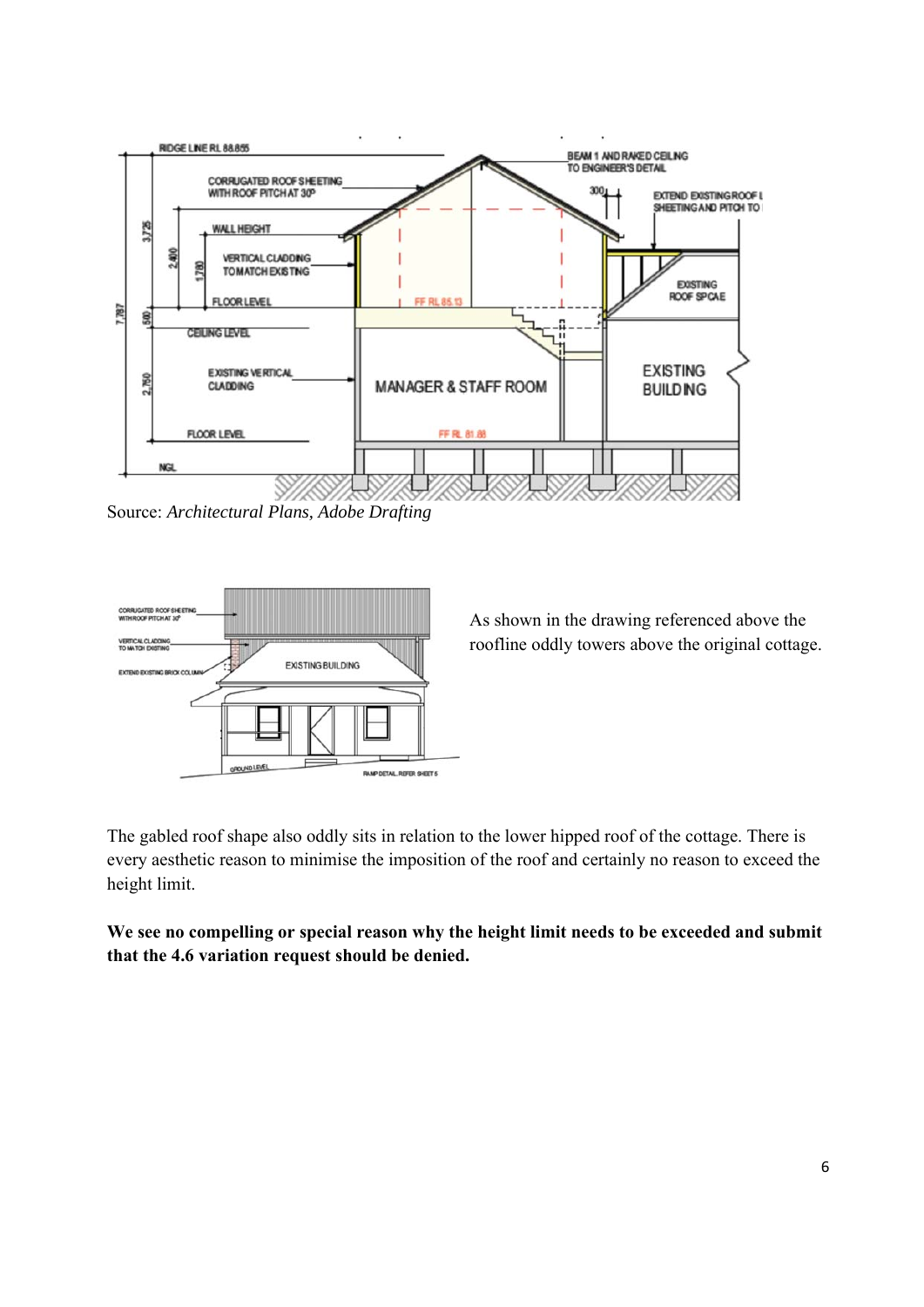Source: *Architectural Plans, Adobe Drafting*

As shown in the drawing referenced above the roofline oddly towers above the original cottage.

The gabled roof shape also oddly sits in relation to the lower hipped roof of the cottage. There is every aesthetic reason to minimise the imposition of the roof and certainly no reason to exceed the height limit.

**We see no compelling or special reason why the height limit needs to be exceeded and submit that the 4.6 variation request should be denied.**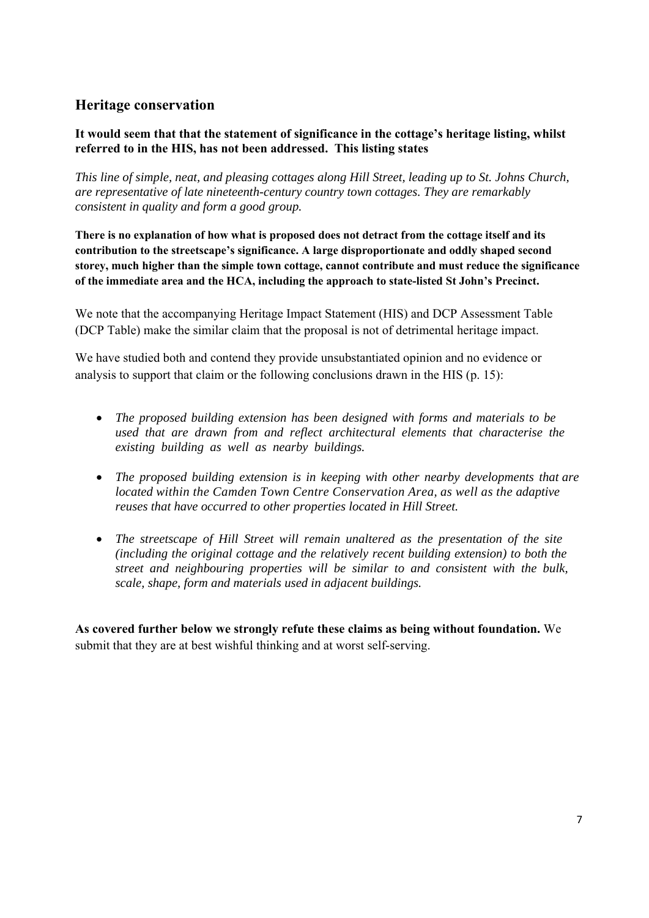## Heritage conservation

**It would seem that that the statement of significance in the cottage's heritage listing, whilst referred to in the HIS, has not been addressed. This listing states**

*This line of simple, neat, and pleasing cottages along Hill Street, leading up to St. Johns Church, are representative of late nineteenth-century country town cottages. They are remarkably consistent in quality and form a good group.*

**There is no explanation of how what is proposed does not detract from the cottage itself and its contribution to the streetscape's significance. A large disproportionate and oddly shaped second storey, much higher than the simple town cottage, cannot contribute and must reduce the significance of the immediate area and the HCA, including the approach to state-listed St John's Precinct.**

We note that the accompanying Heritage Impact Statement (HIS) and DCP Assessment Table (DCP Table) make the similar claim that the proposal is not of detrimental heritage impact.

We have studied both and contend they provide unsubstantiated opinion and no evidence or analysis to support that claim or the following conclusions drawn in the HIS (p. 15):

- *The proposed building extension has been designed with forms and materials to be used that are drawn from and reflect architectural elements that characterise the existing building as well as nearby buildings.*
- *The proposed building extension is in keeping with other nearby developments that are located within the Camden Town Centre Conservation Area, as well as the adaptive reuses that have occurred to other properties located in Hill Street.*
- *The streetscape of Hill Street will remain unaltered as the presentation of the site (including the original cottage and the relatively recent building extension) to both the street and neighbouring properties will be similar to and consistent with the bulk, scale, shape, form and materials used in adjacent buildings.*

**As covered further below we strongly refute these claims as being without foundation.** We submit that they are at best wishful thinking and at worst self-serving.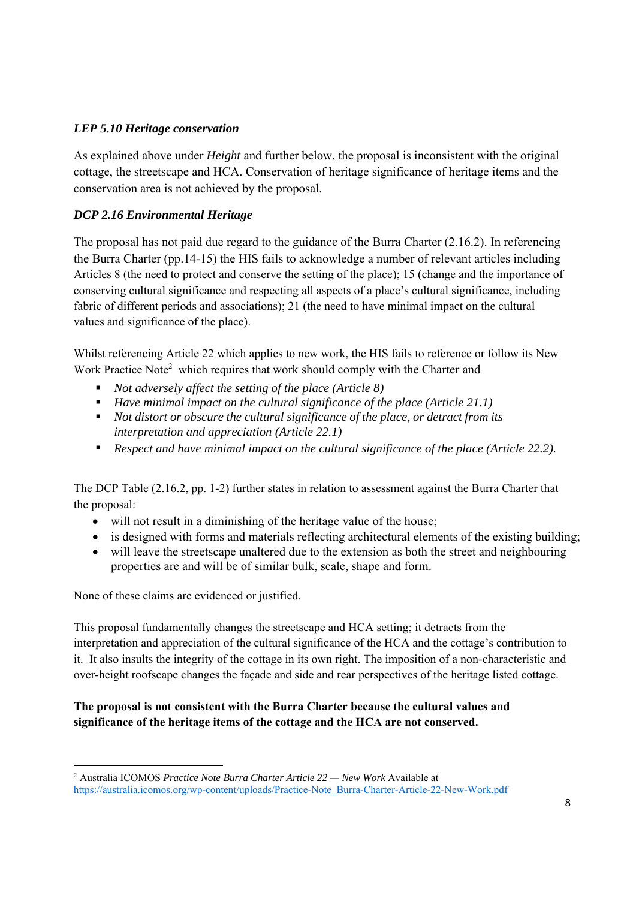### *LEP 5.10 Heritage conservation*

As explained above under *Height* and further below, the proposal is inconsistent with the original cottage, the streetscape and HCA. Conservation of heritage significance of heritage items and the conservation area is not achieved by the proposal.

### *DCP 2.16 Environmental Heritage*

The proposal has not paid due regard to the guidance of the Burra Charter (2.16.2). In referencing the Burra Charter (pp.14-15) the HIS fails to acknowledge a number of relevant articles including Articles 8 (the need to protect and conserve the setting of the place); 15 (change and the importance of conserving cultural significance and respecting all aspects of a place's cultural significance, including fabric of different periods and associations); 21 (the need to have minimal impact on the cultural values and significance of the place).

Whilst referencing Article 22 which applies to new work, the HIS fails to reference or follow its New Work Practice Note[2] which requires that work should comply with the Charter and

- *Not adversely affect the setting of the place (Article 8)*
- *Have minimal impact on the cultural significance of the place (Article 21.1)*
- *Not distort or obscure the cultural significance of the place, or detract from its interpretation and appreciation (Article 22.1)*
- *Respect and have minimal impact on the cultural significance of the place (Article 22.2).*

The DCP Table (2.16.2, pp. 1-2) further states in relation to assessment against the Burra Charter that the proposal:

- will not result in a diminishing of the heritage value of the house;
- is designed with forms and materials reflecting architectural elements of the existing building;
- will leave the streetscape unaltered due to the extension as both the street and neighbouring properties are and will be of similar bulk, scale, shape and form.

None of these claims are evidenced or justified.

This proposal fundamentally changes the streetscape and HCA setting; it detracts from the interpretation and appreciation of the cultural significance of the HCA and the cottage's contribution to it. It also insults the integrity of the cottage in its own right. The imposition of a non-characteristic and over-height roofscape changes the façade and side and rear perspectives of the heritage listed cottage.

**The proposal is not consistent with the Burra Charter because the cultural values and significance of the heritage items of the cottage and the HCA are not conserved.**

---

[2] Australia ICOMOS *Practice Note Burra Charter Article 22 — New Work* Available at https://australia.icomos.org/wp-content/uploads/Practice-Note_Burra-Charter-Article-22-New-Work.pdf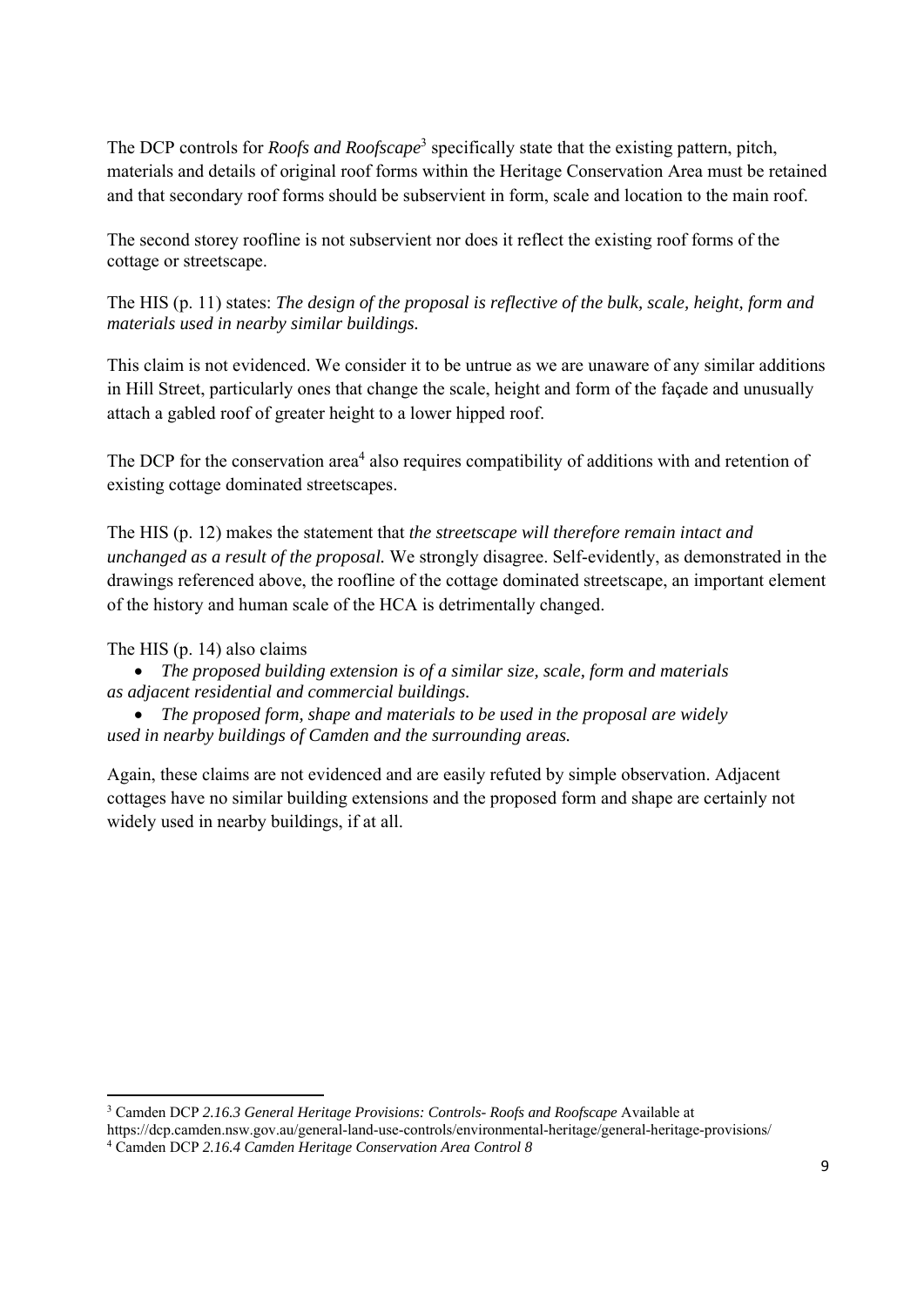The DCP controls for *Roofs and Roofscape*[3] specifically state that the existing pattern, pitch, materials and details of original roof forms within the Heritage Conservation Area must be retained and that secondary roof forms should be subservient in form, scale and location to the main roof.

The second storey roofline is not subservient nor does it reflect the existing roof forms of the cottage or streetscape.

The HIS (p. 11) states: *The design of the proposal is reflective of the bulk, scale, height, form and materials used in nearby similar buildings.*

This claim is not evidenced. We consider it to be untrue as we are unaware of any similar additions in Hill Street, particularly ones that change the scale, height and form of the façade and unusually attach a gabled roof of greater height to a lower hipped roof.

The DCP for the conservation area[4] also requires compatibility of additions with and retention of existing cottage dominated streetscapes.

The HIS (p. 12) makes the statement that *the streetscape will therefore remain intact and unchanged as a result of the proposal.* We strongly disagree. Self-evidently, as demonstrated in the drawings referenced above, the roofline of the cottage dominated streetscape, an important element of the history and human scale of the HCA is detrimentally changed.

The HIS (p. 14) also claims

- *The proposed building extension is of a similar size, scale, form and materials as adjacent residential and commercial buildings.*
- *The proposed form, shape and materials to be used in the proposal are widely used in nearby buildings of Camden and the surrounding areas.*

Again, these claims are not evidenced and are easily refuted by simple observation. Adjacent cottages have no similar building extensions and the proposed form and shape are certainly not widely used in nearby buildings, if at all.

---

[3] Camden DCP *2.16.3 General Heritage Provisions: Controls- Roofs and Roofscape* Available at https://dcp.camden.nsw.gov.au/general-land-use-controls/environmental-heritage/general-heritage-provisions/

[4] Camden DCP *2.16.4 Camden Heritage Conservation Area Control 8*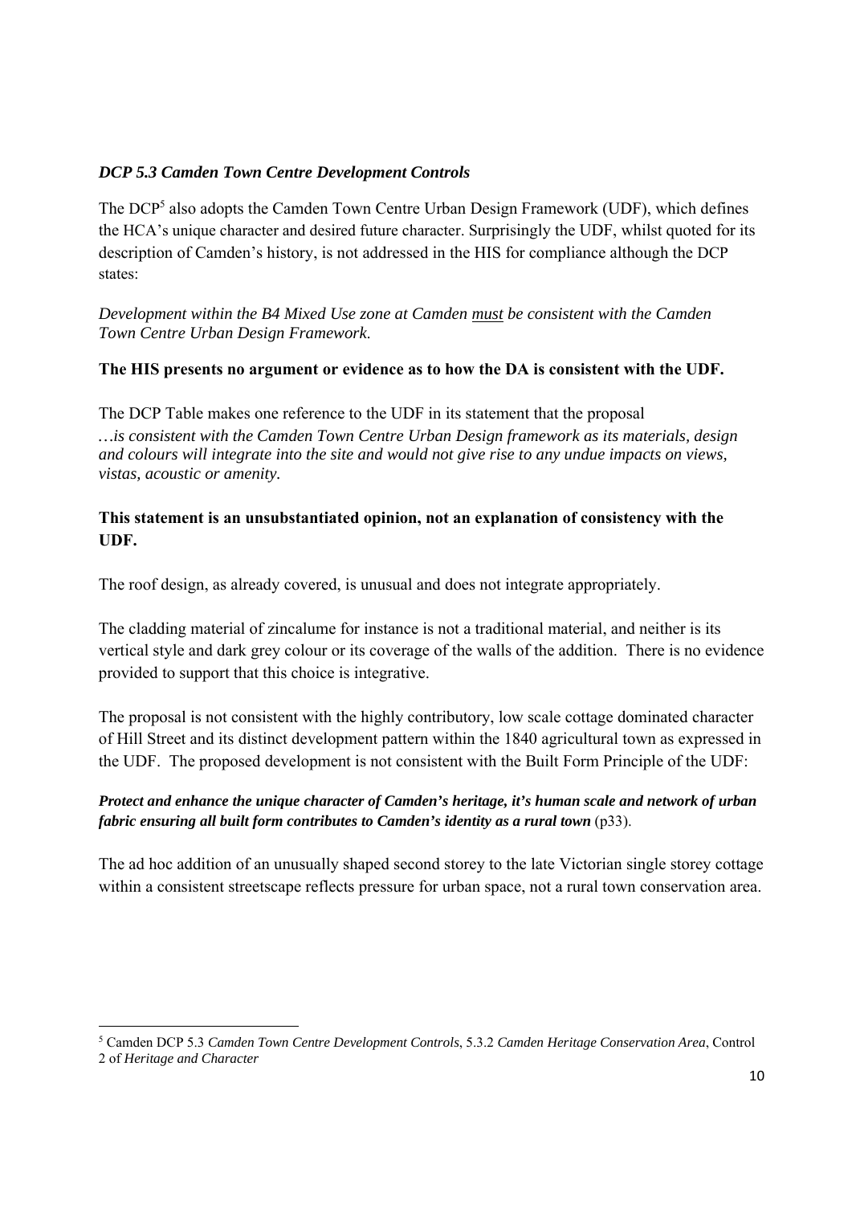***DCP 5.3 Camden Town Centre Development Controls***

The DCP[5] also adopts the Camden Town Centre Urban Design Framework (UDF), which defines the HCA's unique character and desired future character. Surprisingly the UDF, whilst quoted for its description of Camden's history, is not addressed in the HIS for compliance although the DCP states:

*Development within the B4 Mixed Use zone at Camden <u>must</u> be consistent with the Camden Town Centre Urban Design Framework.*

**The HIS presents no argument or evidence as to how the DA is consistent with the UDF.**

The DCP Table makes one reference to the UDF in its statement that the proposal *…is consistent with the Camden Town Centre Urban Design framework as its materials, design and colours will integrate into the site and would not give rise to any undue impacts on views, vistas, acoustic or amenity.*

**This statement is an unsubstantiated opinion, not an explanation of consistency with the UDF.**

The roof design, as already covered, is unusual and does not integrate appropriately.

The cladding material of zincalume for instance is not a traditional material, and neither is its vertical style and dark grey colour or its coverage of the walls of the addition. There is no evidence provided to support that this choice is integrative.

The proposal is not consistent with the highly contributory, low scale cottage dominated character of Hill Street and its distinct development pattern within the 1840 agricultural town as expressed in the UDF. The proposed development is not consistent with the Built Form Principle of the UDF:

***Protect and enhance the unique character of Camden's heritage, it's human scale and network of urban fabric ensuring all built form contributes to Camden's identity as a rural town*** (p33).

The ad hoc addition of an unusually shaped second storey to the late Victorian single storey cottage within a consistent streetscape reflects pressure for urban space, not a rural town conservation area.

---

[5] Camden DCP 5.3 *Camden Town Centre Development Controls*, 5.3.2 *Camden Heritage Conservation Area*, Control 2 of *Heritage and Character*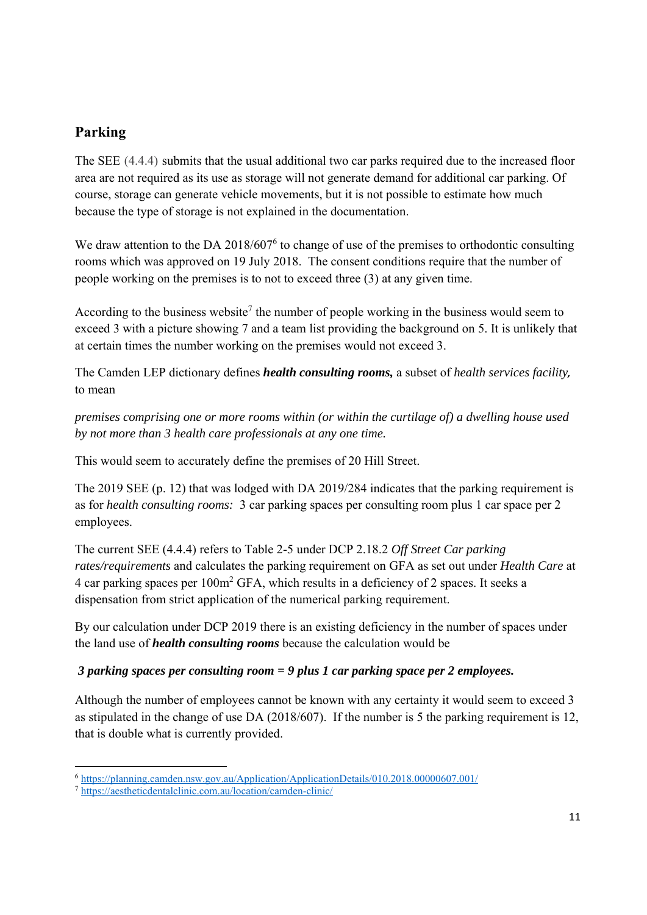## Parking

The SEE (4.4.4) submits that the usual additional two car parks required due to the increased floor area are not required as its use as storage will not generate demand for additional car parking. Of course, storage can generate vehicle movements, but it is not possible to estimate how much because the type of storage is not explained in the documentation.

We draw attention to the DA 2018/607[6] to change of use of the premises to orthodontic consulting rooms which was approved on 19 July 2018. The consent conditions require that the number of people working on the premises is to not to exceed three (3) at any given time.

According to the business website[7] the number of people working in the business would seem to exceed 3 with a picture showing 7 and a team list providing the background on 5. It is unlikely that at certain times the number working on the premises would not exceed 3.

The Camden LEP dictionary defines ***health consulting rooms,*** a subset of *health services facility,* to mean

*premises comprising one or more rooms within (or within the curtilage of) a dwelling house used by not more than 3 health care professionals at any one time.*

This would seem to accurately define the premises of 20 Hill Street.

The 2019 SEE (p. 12) that was lodged with DA 2019/284 indicates that the parking requirement is as for *health consulting rooms:* 3 car parking spaces per consulting room plus 1 car space per 2 employees.

The current SEE (4.4.4) refers to Table 2-5 under DCP 2.18.2 *Off Street Car parking rates/requirements* and calculates the parking requirement on GFA as set out under *Health Care* at 4 car parking spaces per 100m$^2$ GFA, which results in a deficiency of 2 spaces. It seeks a dispensation from strict application of the numerical parking requirement.

By our calculation under DCP 2019 there is an existing deficiency in the number of spaces under the land use of ***health consulting rooms*** because the calculation would be

***3 parking spaces per consulting room = 9 plus 1 car parking space per 2 employees.***

Although the number of employees cannot be known with any certainty it would seem to exceed 3 as stipulated in the change of use DA (2018/607). If the number is 5 the parking requirement is 12, that is double what is currently provided.

---

[6] https://planning.camden.nsw.gov.au/Application/ApplicationDetails/010.2018.00000607.001/

[7] https://aestheticdentalclinic.com.au/location/camden-clinic/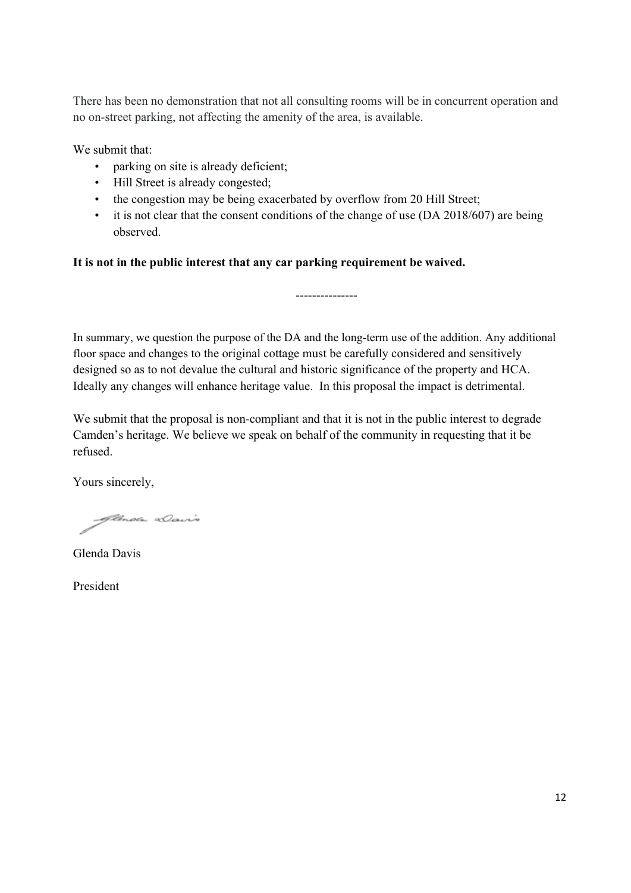There has been no demonstration that not all consulting rooms will be in concurrent operation and no on-street parking, not affecting the amenity of the area, is available.

We submit that:

- parking on site is already deficient;
- Hill Street is already congested;
- the congestion may be being exacerbated by overflow from 20 Hill Street;
- it is not clear that the consent conditions of the change of use (DA 2018/607) are being observed.

**It is not in the public interest that any car parking requirement be waived.**

---------------

In summary, we question the purpose of the DA and the long-term use of the addition. Any additional floor space and changes to the original cottage must be carefully considered and sensitively designed so as to not devalue the cultural and historic significance of the property and HCA. Ideally any changes will enhance heritage value. In this proposal the impact is detrimental.

We submit that the proposal is non-compliant and that it is not in the public interest to degrade Camden's heritage. We believe we speak on behalf of the community in requesting that it be refused.

Yours sincerely,

Glenda Davis

President